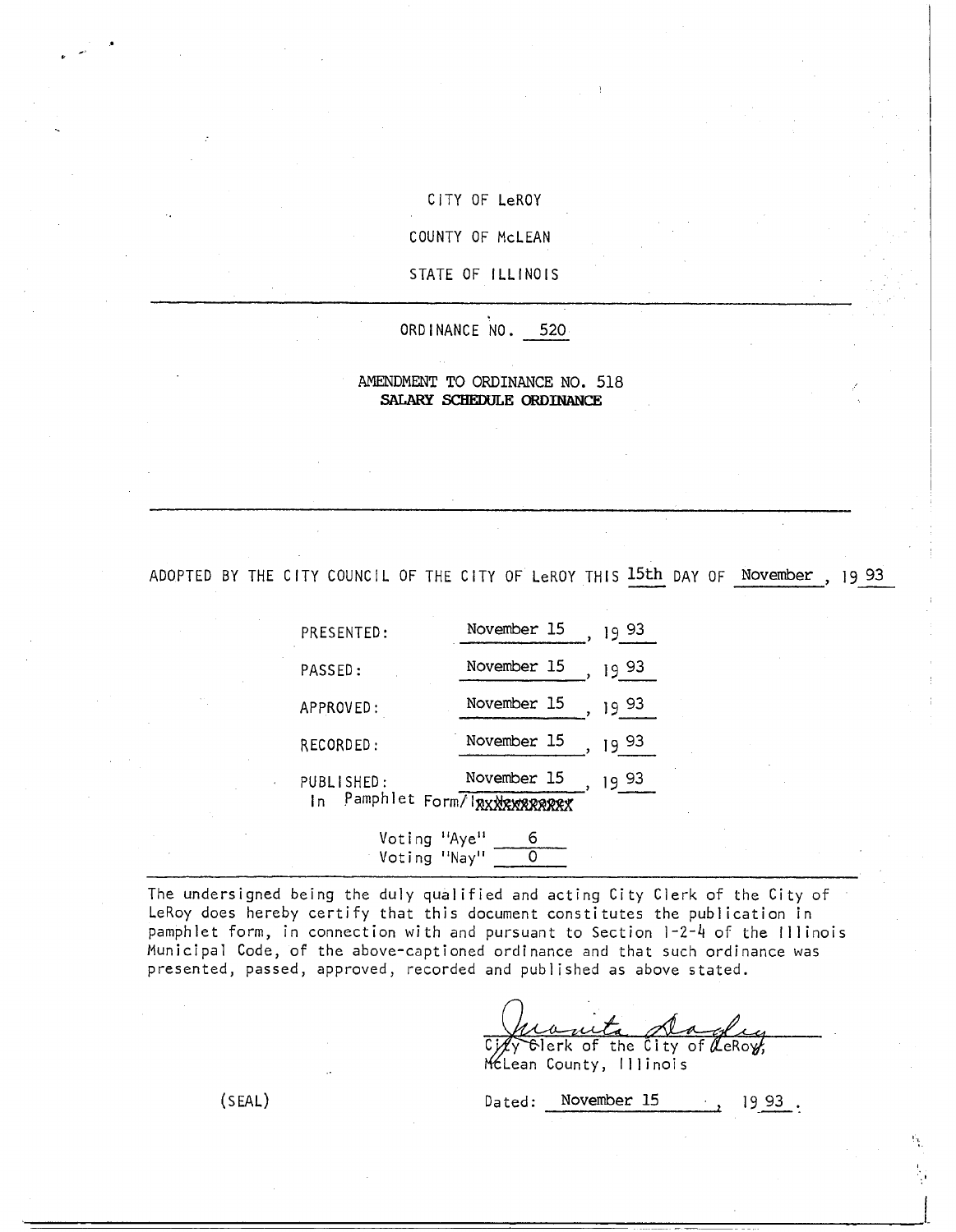CITY OF LeROY

COUNTY OF McLEAN

STATE OF ILLINOIS

---

ORDINANCE NO. 520

AMENDMENT TO ORDINANCE NO. 518
**SALARY SCHEDULE ORDINANCE**

---

ADOPTED BY THE CITY COUNCIL OF THE CITY OF LeROY THIS 15th DAY OF November, 19 93

| | |
|---|---|
| PRESENTED: | November 15, 19 93 |
| PASSED: | November 15, 19 93 |
| APPROVED: | November 15, 19 93 |
| RECORDED: | November 15, 19 93 |
| PUBLISHED: In Pamphlet Form/~~In Newspaper~~ | November 15, 19 93 |

Voting "Aye" 6
Voting "Nay" 0

---

The undersigned being the duly qualified and acting City Clerk of the City of LeRoy does hereby certify that this document constitutes the publication in pamphlet form, in connection with and pursuant to Section 1-2-4 of the Illinois Municipal Code, of the above-captioned ordinance and that such ordinance was presented, passed, approved, recorded and published as above stated.

Juanita Dagley
City Clerk of the City of LeRoy,
McLean County, Illinois

(SEAL)

Dated: November 15, 19 93.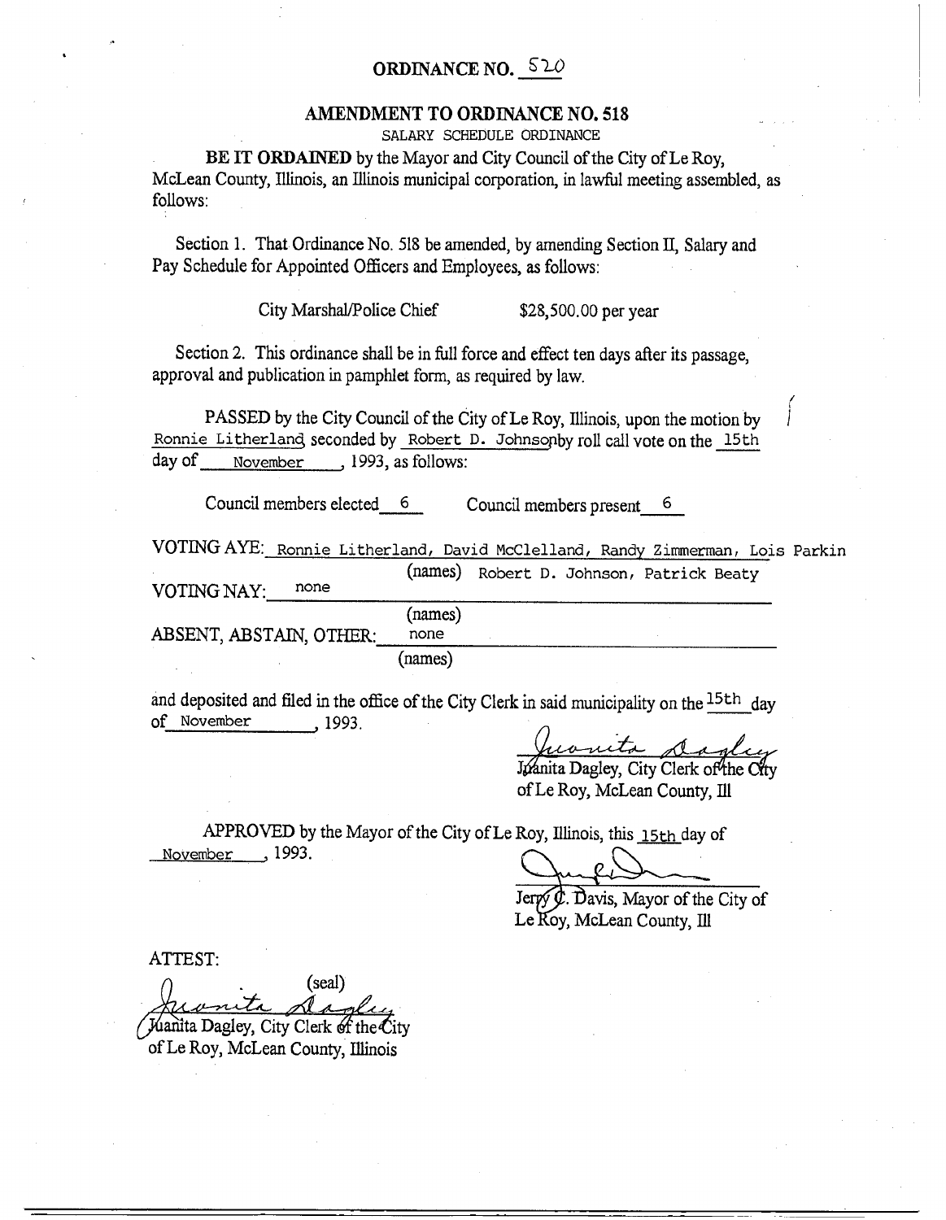# ORDINANCE NO. 520

## AMENDMENT TO ORDINANCE NO. 518

SALARY SCHEDULE ORDINANCE

**BE IT ORDAINED** by the Mayor and City Council of the City of Le Roy, McLean County, Illinois, an Illinois municipal corporation, in lawful meeting assembled, as follows:

Section 1. That Ordinance No. 518 be amended, by amending Section II, Salary and Pay Schedule for Appointed Officers and Employees, as follows:

City Marshal/Police Chief $28,500.00 per year

Section 2. This ordinance shall be in full force and effect ten days after its passage, approval and publication in pamphlet form, as required by law.

PASSED by the City Council of the City of Le Roy, Illinois, upon the motion by Ronnie Litherland seconded by Robert D. Johnson by roll call vote on the 15th day of November, 1993, as follows:

Council members elected 6 Council members present 6

VOTING AYE: Ronnie Litherland, David McClelland, Randy Zimmerman, Lois Parkin, Robert D. Johnson, Patrick Beaty
(names)

VOTING NAY: none
(names)

ABSENT, ABSTAIN, OTHER: none
(names)

and deposited and filed in the office of the City Clerk in said municipality on the 15th day of November, 1993.

Juanita Dagley
Juanita Dagley, City Clerk of the City of Le Roy, McLean County, Ill

APPROVED by the Mayor of the City of Le Roy, Illinois, this 15th day of November, 1993.

Jerry C. Davis, Mayor of the City of Le Roy, McLean County, Ill

ATTEST:

(seal)

Juanita Dagley
Juanita Dagley, City Clerk of the City of Le Roy, McLean County, Illinois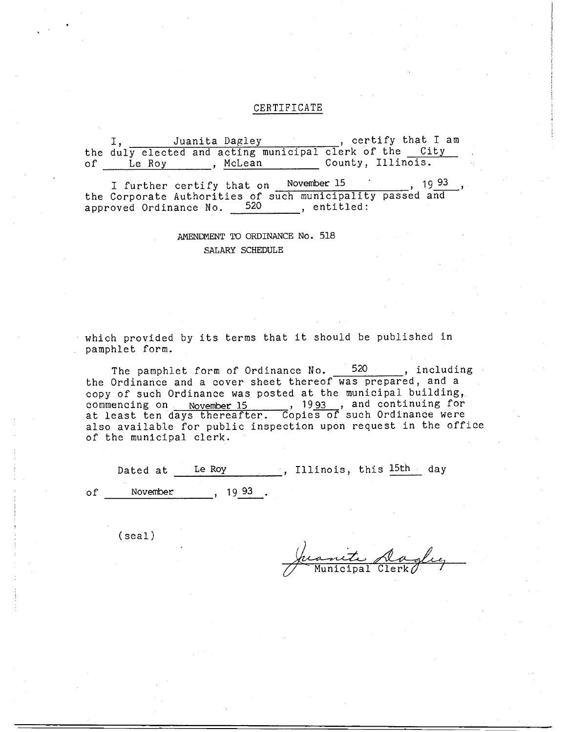# CERTIFICATE

I, Juanita Dagley, certify that I am the duly elected and acting municipal clerk of the City of Le Roy, McLean County, Illinois.

I further certify that on November 15, 1993, the Corporate Authorities of such municipality passed and approved Ordinance No. 520, entitled:

AMENDMENT TO ORDINANCE No. 518
SALARY SCHEDULE

which provided by its terms that it should be published in pamphlet form.

The pamphlet form of Ordinance No. 520, including the Ordinance and a cover sheet thereof was prepared, and a copy of such Ordinance was posted at the municipal building, commencing on November 15, 1993, and continuing for at least ten days thereafter. Copies of such Ordinance were also available for public inspection upon request in the office of the municipal clerk.

Dated at Le Roy, Illinois, this 15th day of November, 1993.

(seal)

Juanita Dagley
Municipal Clerk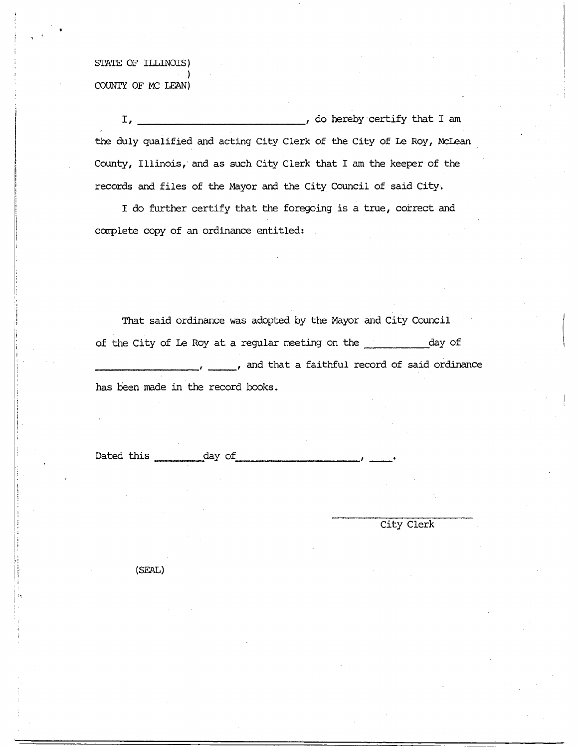STATE OF ILLINOIS)
)
COUNTY OF MC LEAN)

I, ____________________________, do hereby certify that I am the duly qualified and acting City Clerk of the City of Le Roy, McLean County, Illinois, and as such City Clerk that I am the keeper of the records and files of the Mayor and the City Council of said City.

I do further certify that the foregoing is a true, correct and complete copy of an ordinance entitled:

That said ordinance was adopted by the Mayor and City Council of the City of Le Roy at a regular meeting on the __________day of __________________, _____, and that a faithful record of said ordinance has been made in the record books.

Dated this ________day of____________________, ____.

_________________________
City Clerk

(SEAL)